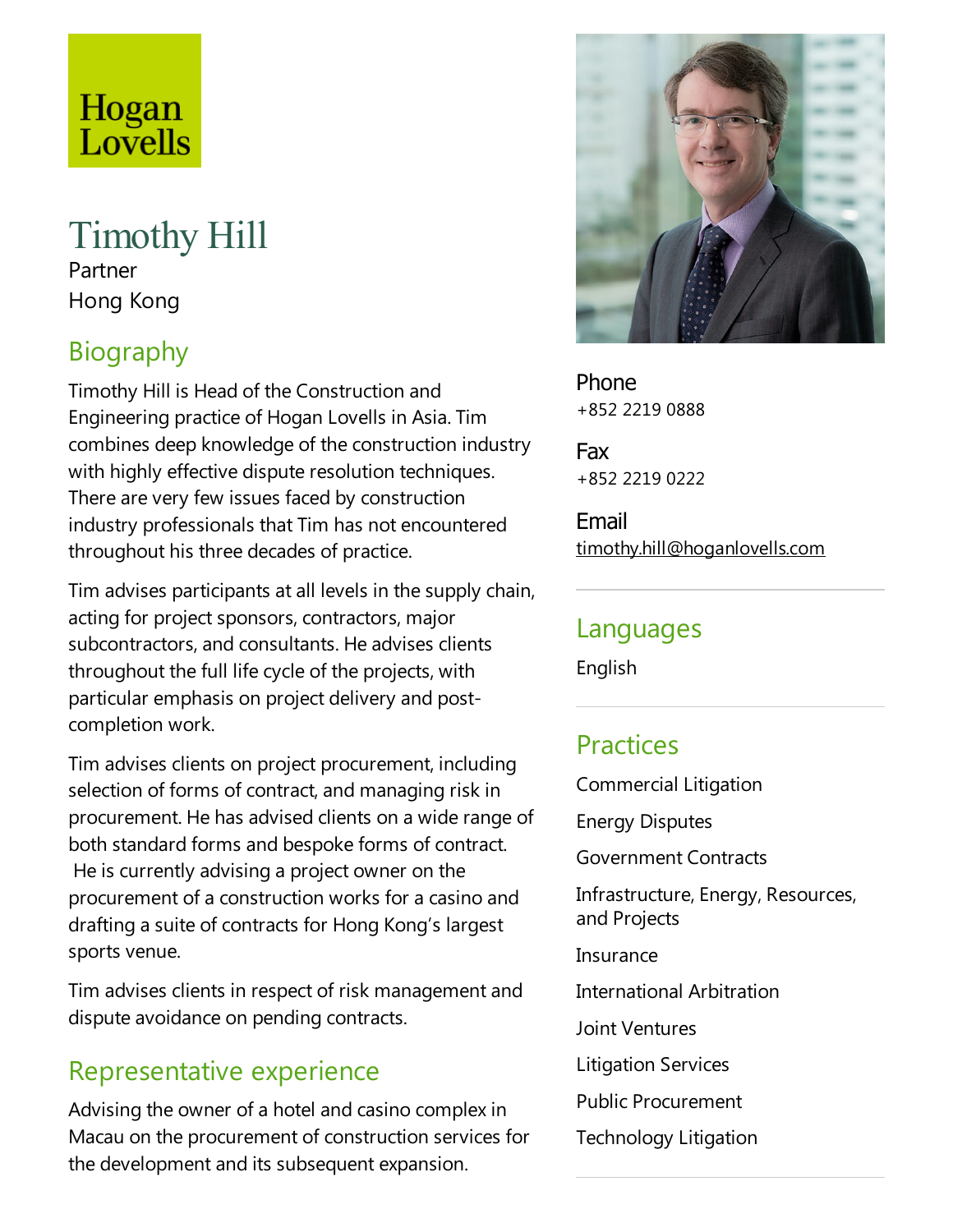Hogan Lovells

# Timothy Hill

Partner

Hong Kong

## Biography

Timothy Hill is Head of the Construction and Engineering practice of Hogan Lovells in Asia. Tim combines deep knowledge of the construction industry with highly effective dispute resolution techniques. There are very few issues faced by construction industry professionals that Tim has not encountered throughout his three decades of practice.

Tim advises participants at all levels in the supply chain, acting for project sponsors, contractors, major subcontractors, and consultants. He advises clients throughout the full life cycle of the projects, with particular emphasis on project delivery and post-completion work.

Tim advises clients on project procurement, including selection of forms of contract, and managing risk in procurement. He has advised clients on a wide range of both standard forms and bespoke forms of contract. He is currently advising a project owner on the procurement of a construction works for a casino and drafting a suite of contracts for Hong Kong's largest sports venue.

Tim advises clients in respect of risk management and dispute avoidance on pending contracts.

## Representative experience

Advising the owner of a hotel and casino complex in Macau on the procurement of construction services for the development and its subsequent expansion.

**Phone**
+852 2219 0888

**Fax**
+852 2219 0222

**Email**
timothy.hill@hoganlovells.com

## Languages

English

## Practices

Commercial Litigation

Energy Disputes

Government Contracts

Infrastructure, Energy, Resources, and Projects

Insurance

International Arbitration

Joint Ventures

Litigation Services

Public Procurement

Technology Litigation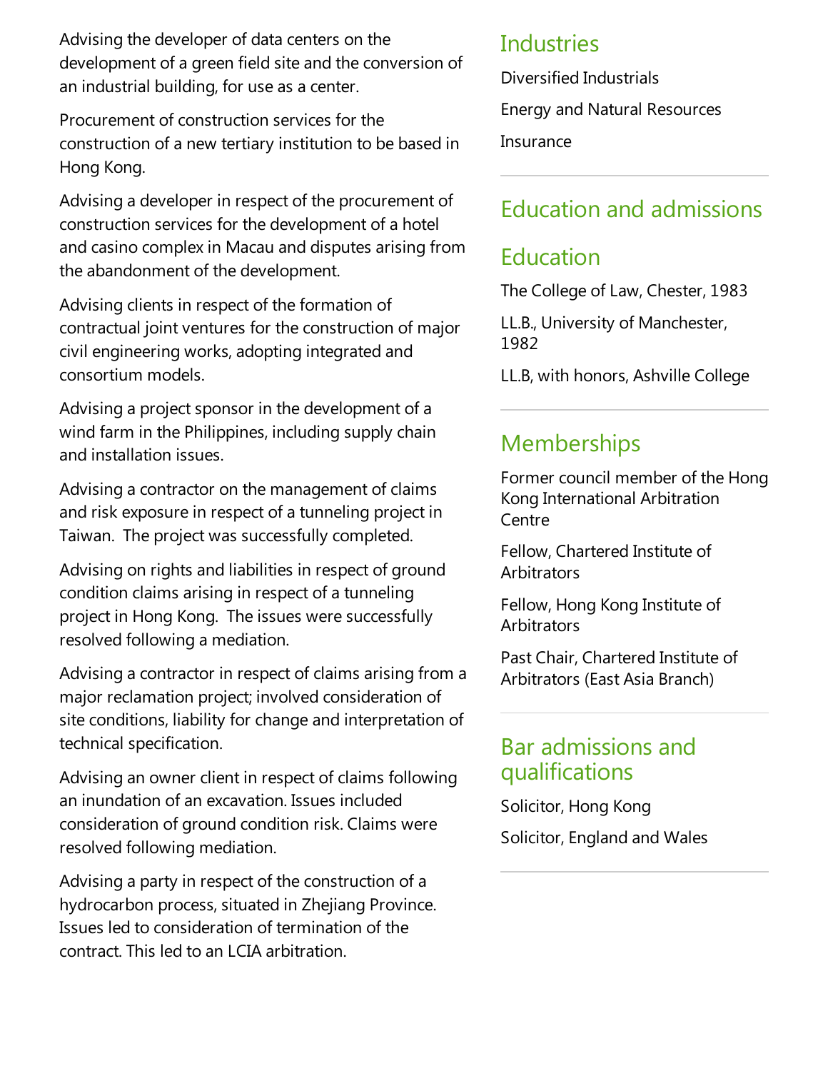Advising the developer of data centers on the development of a green field site and the conversion of an industrial building, for use as a center.

Procurement of construction services for the construction of a new tertiary institution to be based in Hong Kong.

Advising a developer in respect of the procurement of construction services for the development of a hotel and casino complex in Macau and disputes arising from the abandonment of the development.

Advising clients in respect of the formation of contractual joint ventures for the construction of major civil engineering works, adopting integrated and consortium models.

Advising a project sponsor in the development of a wind farm in the Philippines, including supply chain and installation issues.

Advising a contractor on the management of claims and risk exposure in respect of a tunneling project in Taiwan.  The project was successfully completed.

Advising on rights and liabilities in respect of ground condition claims arising in respect of a tunneling project in Hong Kong.  The issues were successfully resolved following a mediation.

Advising a contractor in respect of claims arising from a major reclamation project; involved consideration of site conditions, liability for change and interpretation of technical specification.

Advising an owner client in respect of claims following an inundation of an excavation. Issues included consideration of ground condition risk. Claims were resolved following mediation.

Advising a party in respect of the construction of a hydrocarbon process, situated in Zhejiang Province. Issues led to consideration of termination of the contract. This led to an LCIA arbitration.

## Industries

Diversified Industrials

Energy and Natural Resources

Insurance

## Education and admissions

## Education

The College of Law, Chester, 1983

LL.B., University of Manchester, 1982

LL.B, with honors, Ashville College

## Memberships

Former council member of the Hong Kong International Arbitration Centre

Fellow, Chartered Institute of Arbitrators

Fellow, Hong Kong Institute of Arbitrators

Past Chair, Chartered Institute of Arbitrators (East Asia Branch)

## Bar admissions and qualifications

Solicitor, Hong Kong

Solicitor, England and Wales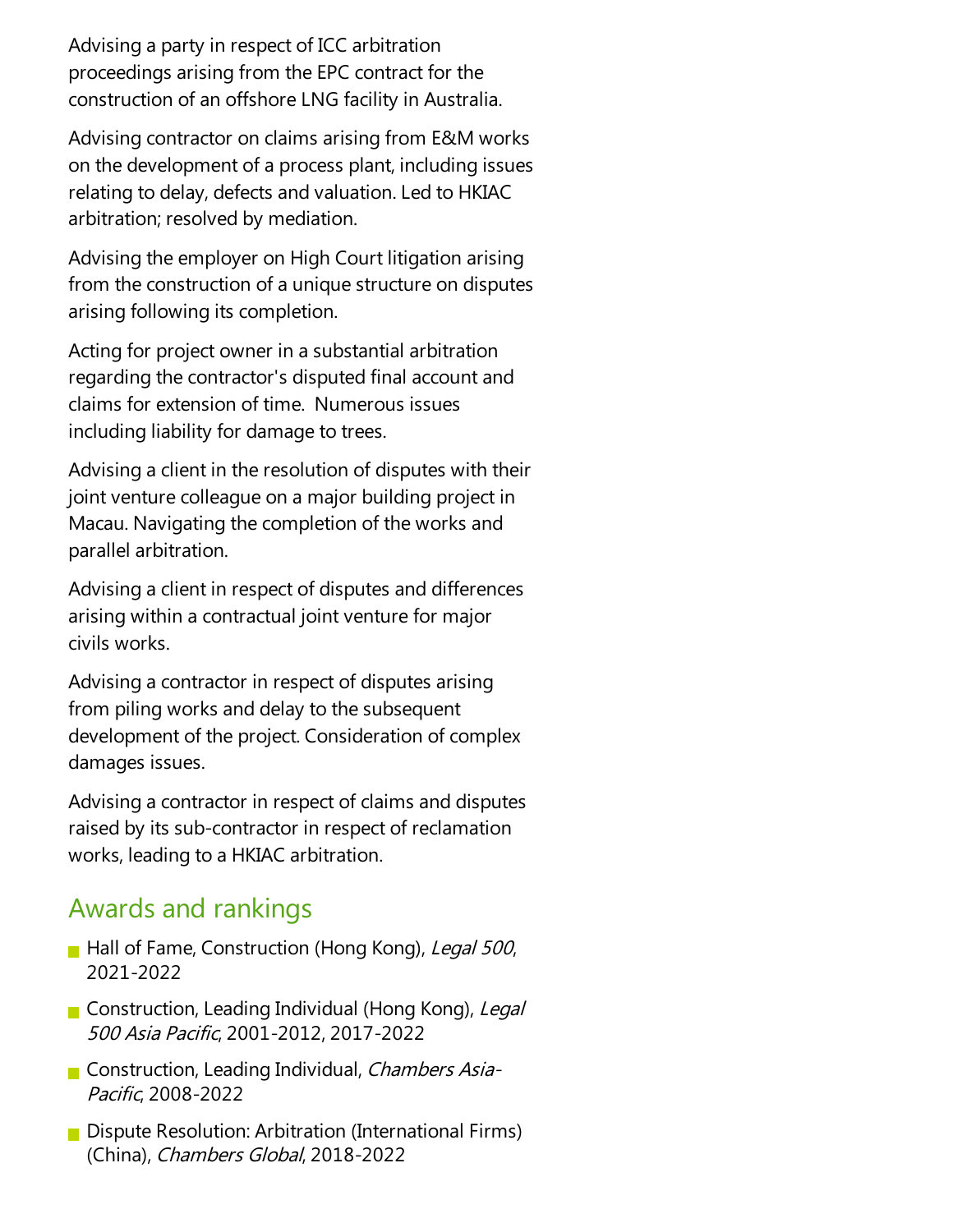Advising a party in respect of ICC arbitration proceedings arising from the EPC contract for the construction of an offshore LNG facility in Australia.

Advising contractor on claims arising from E&M works on the development of a process plant, including issues relating to delay, defects and valuation. Led to HKIAC arbitration; resolved by mediation.

Advising the employer on High Court litigation arising from the construction of a unique structure on disputes arising following its completion.

Acting for project owner in a substantial arbitration regarding the contractor's disputed final account and claims for extension of time. Numerous issues including liability for damage to trees.

Advising a client in the resolution of disputes with their joint venture colleague on a major building project in Macau. Navigating the completion of the works and parallel arbitration.

Advising a client in respect of disputes and differences arising within a contractual joint venture for major civils works.

Advising a contractor in respect of disputes arising from piling works and delay to the subsequent development of the project. Consideration of complex damages issues.

Advising a contractor in respect of claims and disputes raised by its sub-contractor in respect of reclamation works, leading to a HKIAC arbitration.

## Awards and rankings

- Hall of Fame, Construction (Hong Kong), *Legal 500*, 2021-2022
- Construction, Leading Individual (Hong Kong), *Legal 500 Asia Pacific*, 2001-2012, 2017-2022
- Construction, Leading Individual, *Chambers Asia-Pacific*, 2008-2022
- Dispute Resolution: Arbitration (International Firms) (China), *Chambers Global*, 2018-2022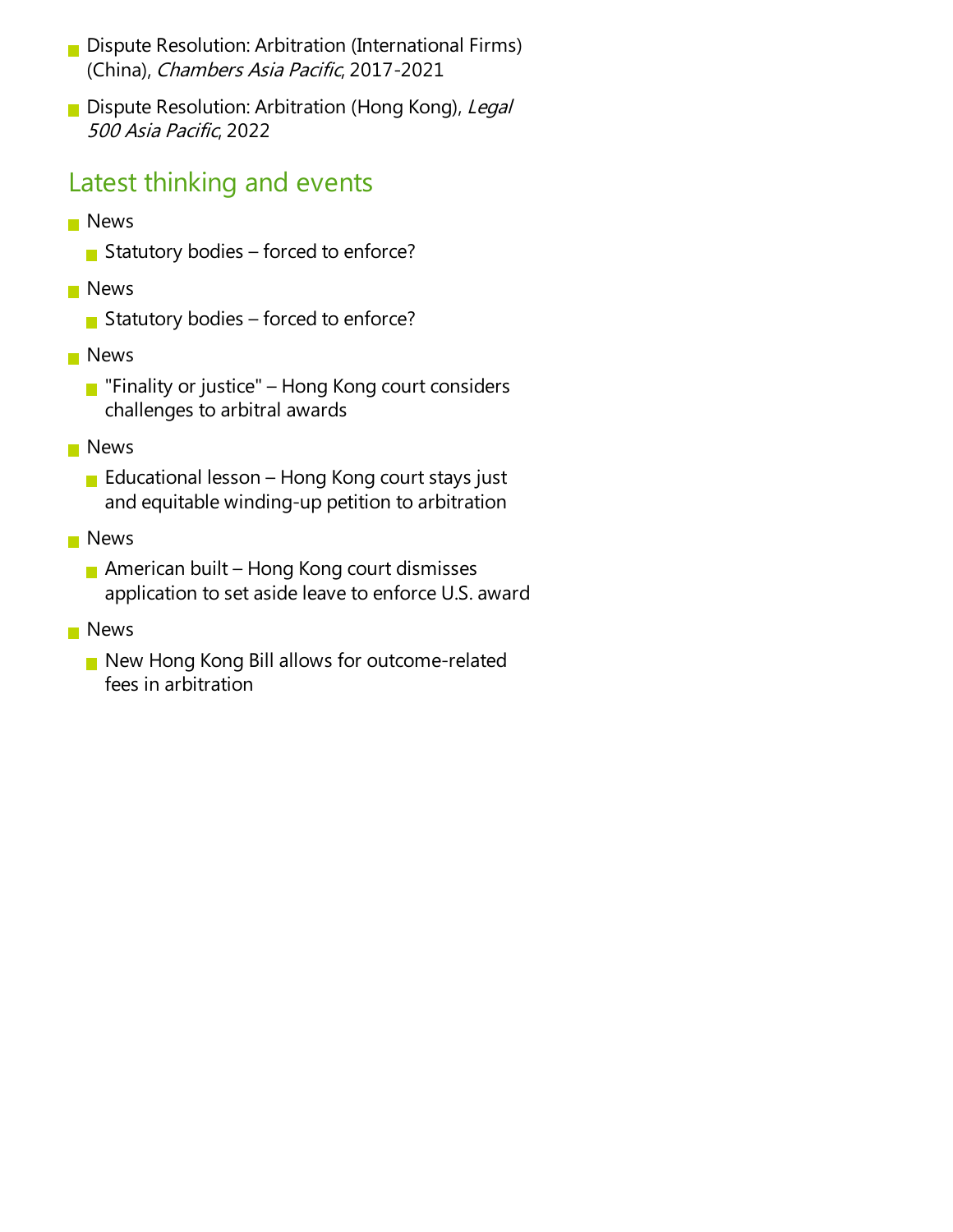- Dispute Resolution: Arbitration (International Firms) (China), *Chambers Asia Pacific*, 2017-2021
- Dispute Resolution: Arbitration (Hong Kong), *Legal 500 Asia Pacific*, 2022

## Latest thinking and events

- News
  - Statutory bodies – forced to enforce?
- News
  - Statutory bodies – forced to enforce?
- News
  - "Finality or justice" – Hong Kong court considers challenges to arbitral awards
- News
  - Educational lesson – Hong Kong court stays just and equitable winding-up petition to arbitration
- News
  - American built – Hong Kong court dismisses application to set aside leave to enforce U.S. award
- News
  - New Hong Kong Bill allows for outcome-related fees in arbitration